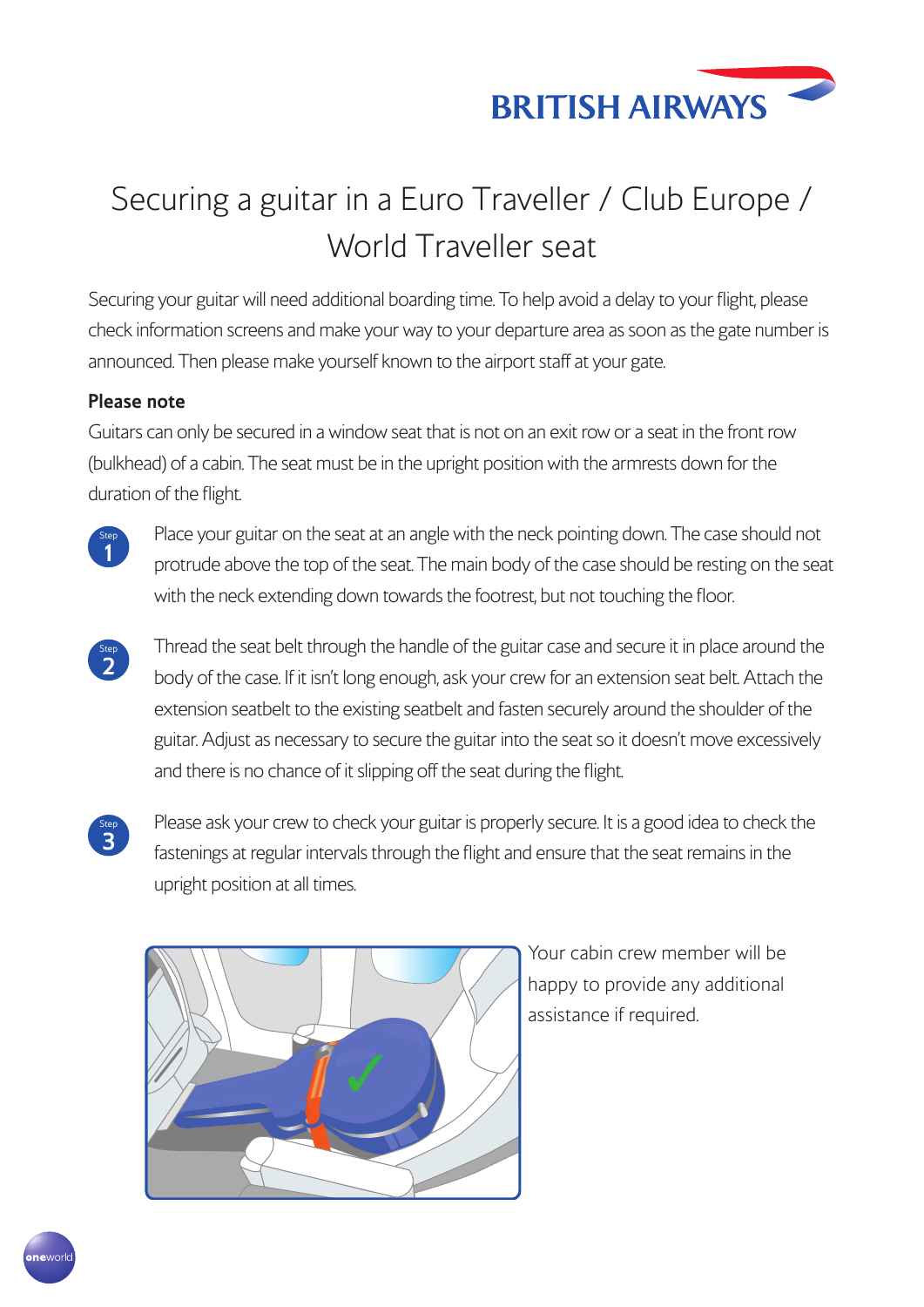# Securing a guitar in a Euro Traveller / Club Europe / World Traveller seat

Securing your guitar will need additional boarding time. To help avoid a delay to your flight, please check information screens and make your way to your departure area as soon as the gate number is announced. Then please make yourself known to the airport staff at your gate.

**Please note**

Guitars can only be secured in a window seat that is not on an exit row or a seat in the front row (bulkhead) of a cabin. The seat must be in the upright position with the armrests down for the duration of the flight.

**Step 1** Place your guitar on the seat at an angle with the neck pointing down. The case should not protrude above the top of the seat. The main body of the case should be resting on the seat with the neck extending down towards the footrest, but not touching the floor.

**Step 2** Thread the seat belt through the handle of the guitar case and secure it in place around the body of the case. If it isn't long enough, ask your crew for an extension seat belt. Attach the extension seatbelt to the existing seatbelt and fasten securely around the shoulder of the guitar. Adjust as necessary to secure the guitar into the seat so it doesn't move excessively and there is no chance of it slipping off the seat during the flight.

**Step 3** Please ask your crew to check your guitar is properly secure. It is a good idea to check the fastenings at regular intervals through the flight and ensure that the seat remains in the upright position at all times.

Your cabin crew member will be happy to provide any additional assistance if required.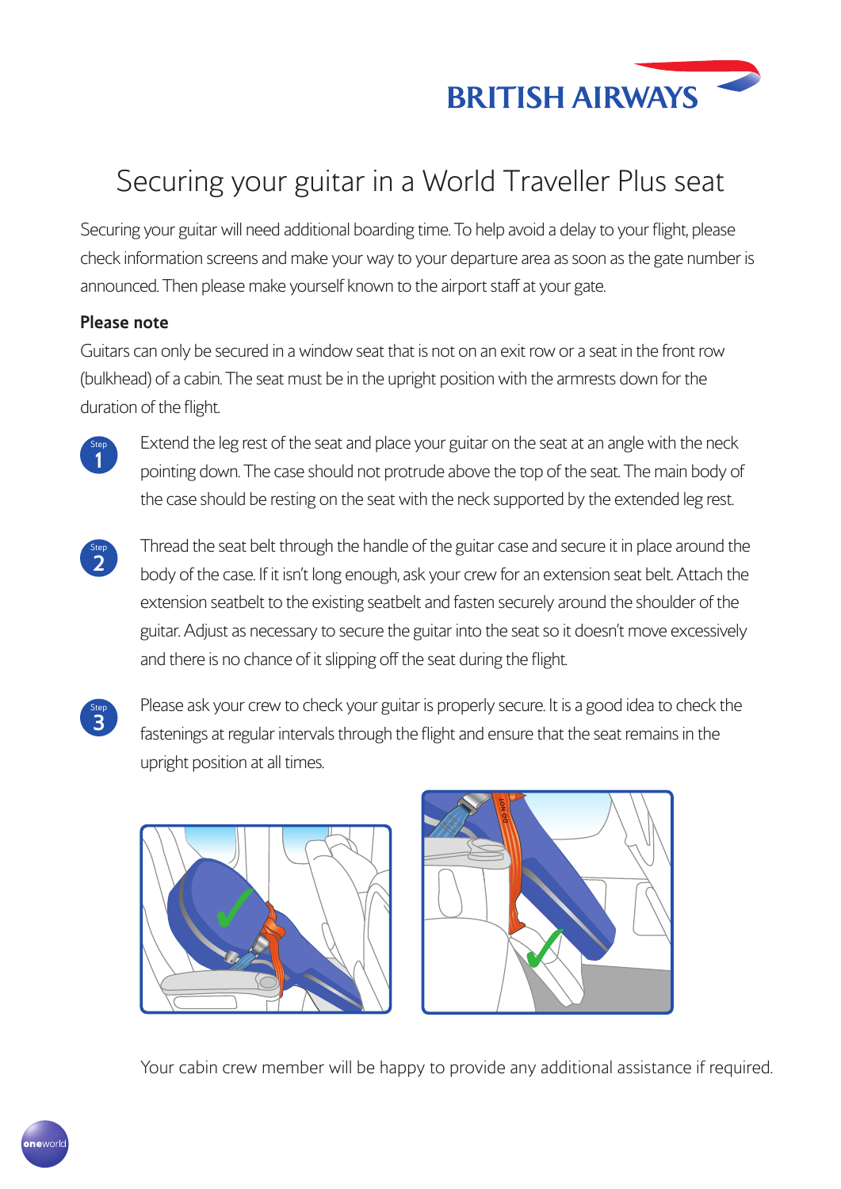BRITISH AIRWAYS

# Securing your guitar in a World Traveller Plus seat

Securing your guitar will need additional boarding time. To help avoid a delay to your flight, please check information screens and make your way to your departure area as soon as the gate number is announced. Then please make yourself known to the airport staff at your gate.

**Please note**

Guitars can only be secured in a window seat that is not on an exit row or a seat in the front row (bulkhead) of a cabin. The seat must be in the upright position with the armrests down for the duration of the flight.

**Step 1** Extend the leg rest of the seat and place your guitar on the seat at an angle with the neck pointing down. The case should not protrude above the top of the seat. The main body of the case should be resting on the seat with the neck supported by the extended leg rest.

**Step 2** Thread the seat belt through the handle of the guitar case and secure it in place around the body of the case. If it isn't long enough, ask your crew for an extension seat belt. Attach the extension seatbelt to the existing seatbelt and fasten securely around the shoulder of the guitar. Adjust as necessary to secure the guitar into the seat so it doesn't move excessively and there is no chance of it slipping off the seat during the flight.

**Step 3** Please ask your crew to check your guitar is properly secure. It is a good idea to check the fastenings at regular intervals through the flight and ensure that the seat remains in the upright position at all times.

Your cabin crew member will be happy to provide any additional assistance if required.

oneworld